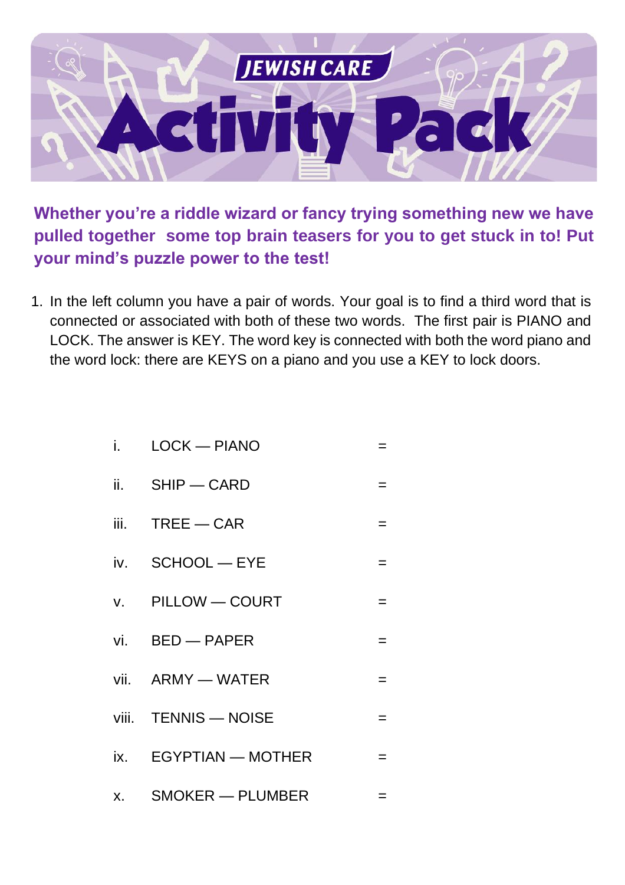# JEWISH CARE Activity Pack

**Whether you're a riddle wizard or fancy trying something new we have pulled together some top brain teasers for you to get stuck in to! Put your mind's puzzle power to the test!**

1. In the left column you have a pair of words. Your goal is to find a third word that is connected or associated with both of these two words. The first pair is PIANO and LOCK. The answer is KEY. The word key is connected with both the word piano and the word lock: there are KEYS on a piano and you use a KEY to lock doors.

| | | |
|---|---|---|
| i. | LOCK — PIANO | = |
| ii. | SHIP — CARD | = |
| iii. | TREE — CAR | = |
| iv. | SCHOOL — EYE | = |
| v. | PILLOW — COURT | = |
| vi. | BED — PAPER | = |
| vii. | ARMY — WATER | = |
| viii. | TENNIS — NOISE | = |
| ix. | EGYPTIAN — MOTHER | = |
| x. | SMOKER — PLUMBER | = |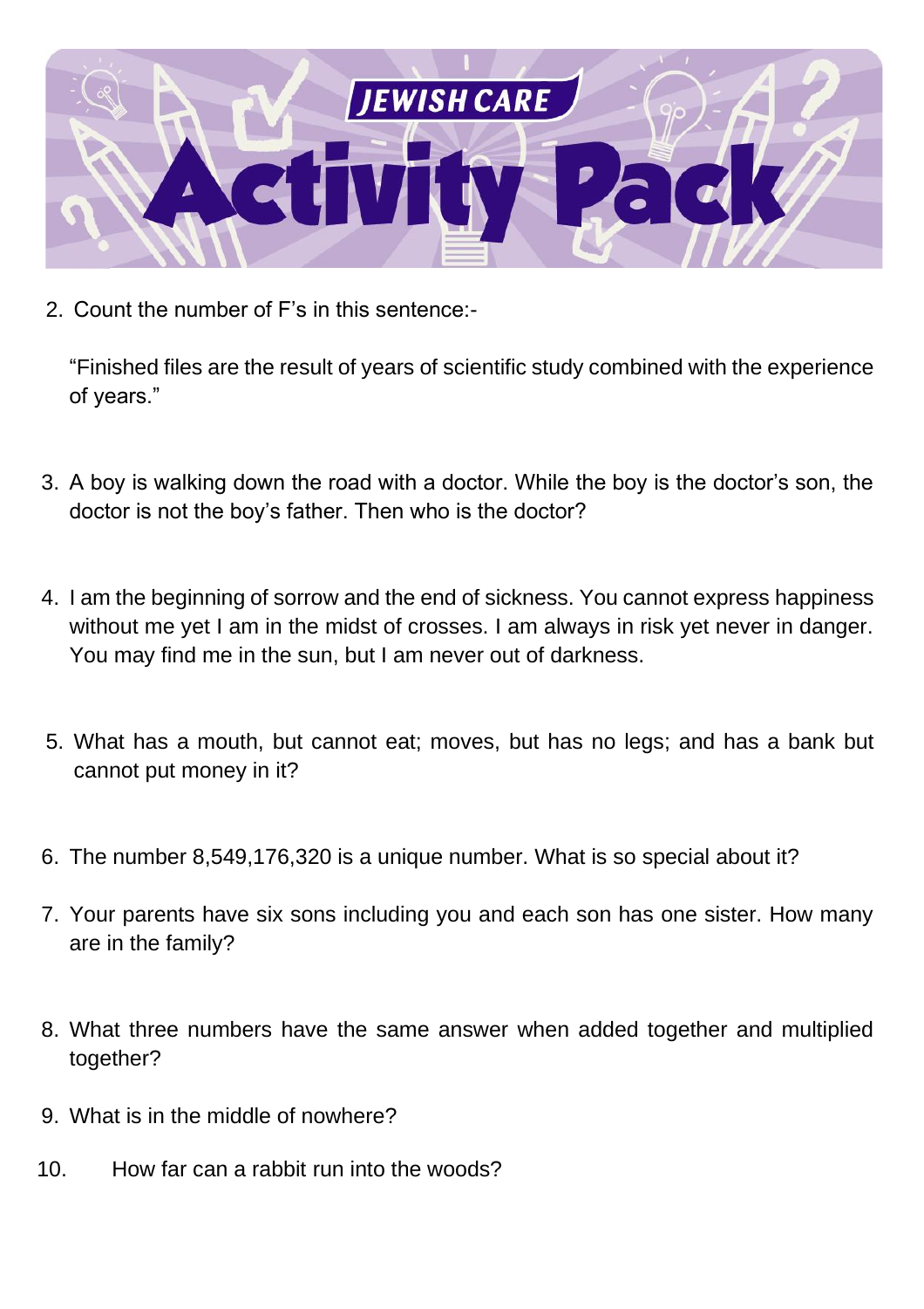# JEWISH CARE Activity Pack

2. Count the number of F's in this sentence:-

   "Finished files are the result of years of scientific study combined with the experience of years."

3. A boy is walking down the road with a doctor. While the boy is the doctor's son, the doctor is not the boy's father. Then who is the doctor?

4. I am the beginning of sorrow and the end of sickness. You cannot express happiness without me yet I am in the midst of crosses. I am always in risk yet never in danger. You may find me in the sun, but I am never out of darkness.

5. What has a mouth, but cannot eat; moves, but has no legs; and has a bank but cannot put money in it?

6. The number 8,549,176,320 is a unique number. What is so special about it?

7. Your parents have six sons including you and each son has one sister. How many are in the family?

8. What three numbers have the same answer when added together and multiplied together?

9. What is in the middle of nowhere?

10. How far can a rabbit run into the woods?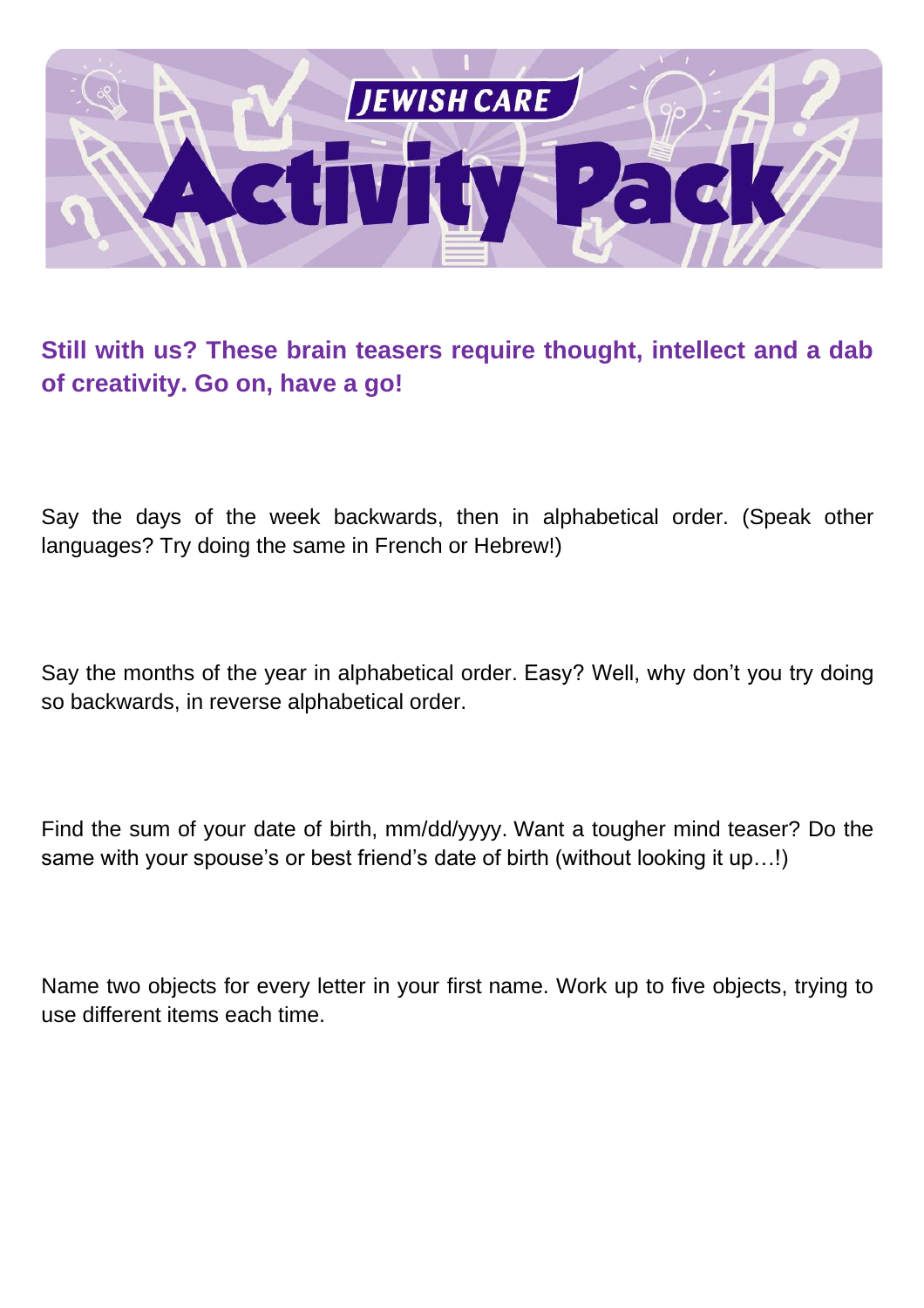# JEWISH CARE Activity Pack

**Still with us? These brain teasers require thought, intellect and a dab of creativity. Go on, have a go!**

Say the days of the week backwards, then in alphabetical order. (Speak other languages? Try doing the same in French or Hebrew!)

Say the months of the year in alphabetical order. Easy? Well, why don't you try doing so backwards, in reverse alphabetical order.

Find the sum of your date of birth, mm/dd/yyyy. Want a tougher mind teaser? Do the same with your spouse's or best friend's date of birth (without looking it up…!)

Name two objects for every letter in your first name. Work up to five objects, trying to use different items each time.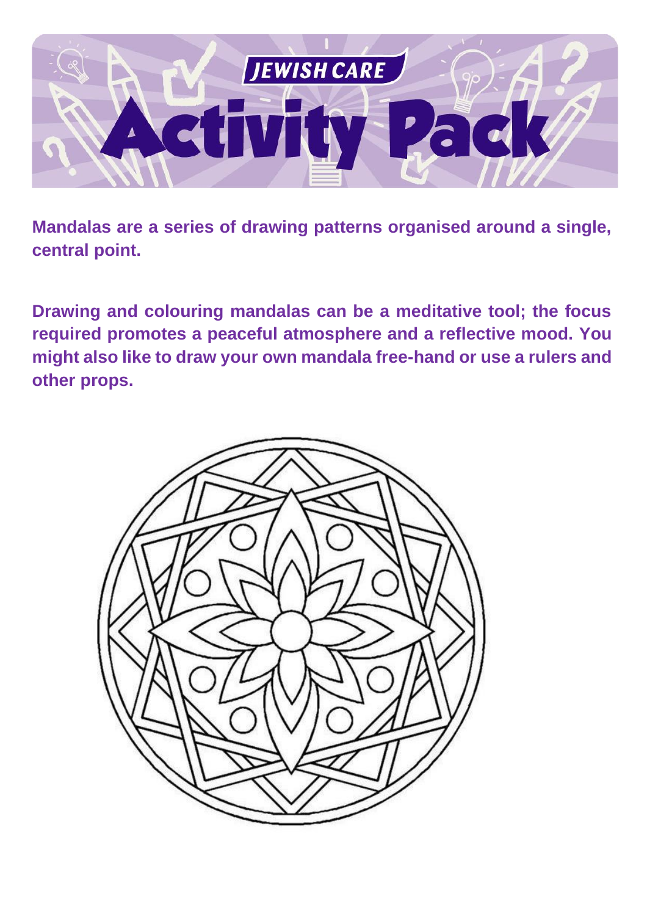**Mandalas are a series of drawing patterns organised around a single, central point.**

**Drawing and colouring mandalas can be a meditative tool; the focus required promotes a peaceful atmosphere and a reflective mood. You might also like to draw your own mandala free-hand or use a rulers and other props.**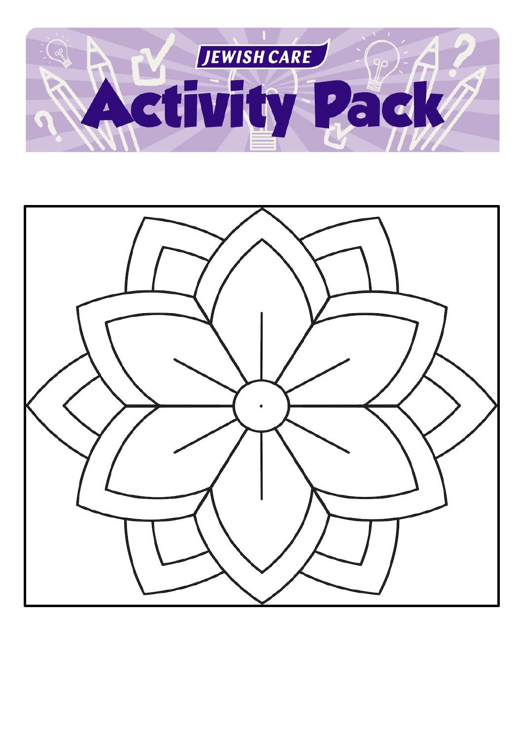JEWISH CARE

# Activity Pack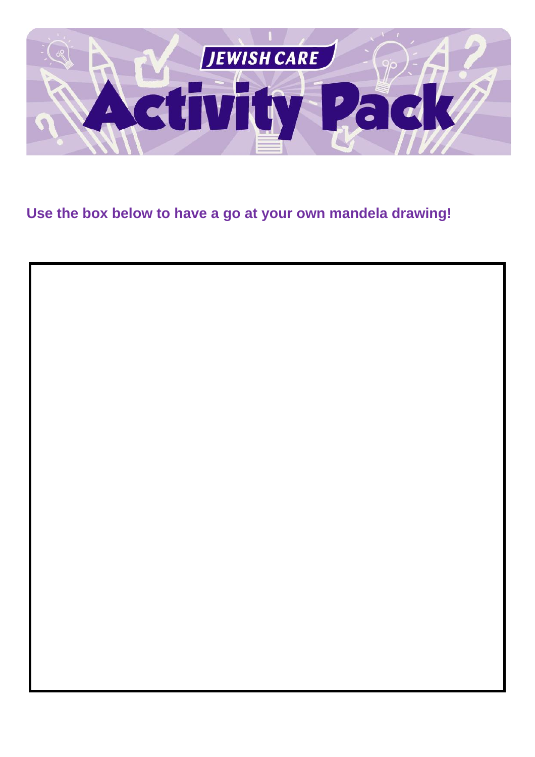**Use the box below to have a go at your own mandela drawing!**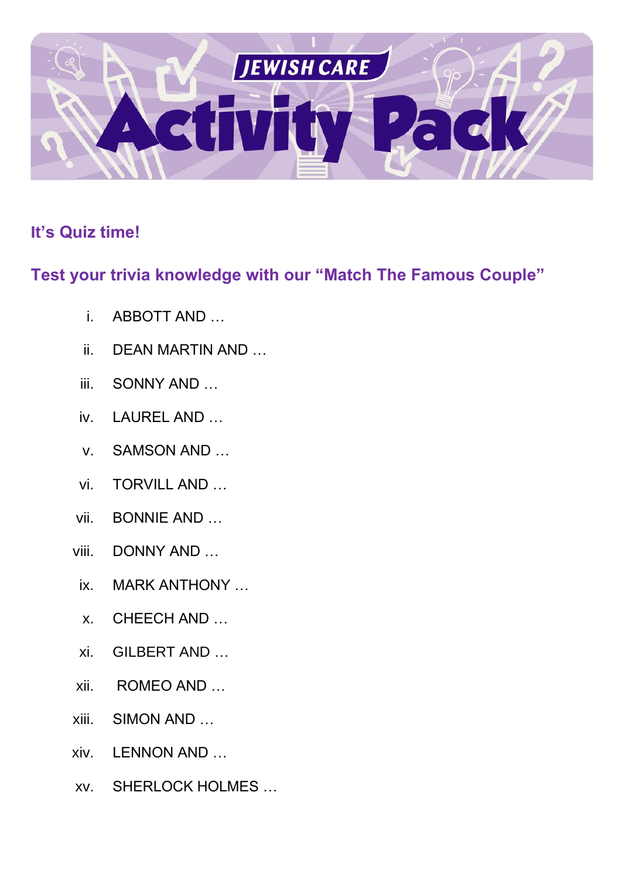# JEWISH CARE Activity Pack

## It’s Quiz time!

## Test your trivia knowledge with our “Match The Famous Couple”

i. ABBOTT AND …

ii. DEAN MARTIN AND …

iii. SONNY AND …

iv. LAUREL AND …

v. SAMSON AND …

vi. TORVILL AND …

vii. BONNIE AND …

viii. DONNY AND …

ix. MARK ANTHONY …

x. CHEECH AND …

xi. GILBERT AND …

xii. ROMEO AND …

xiii. SIMON AND …

xiv. LENNON AND …

xv. SHERLOCK HOLMES …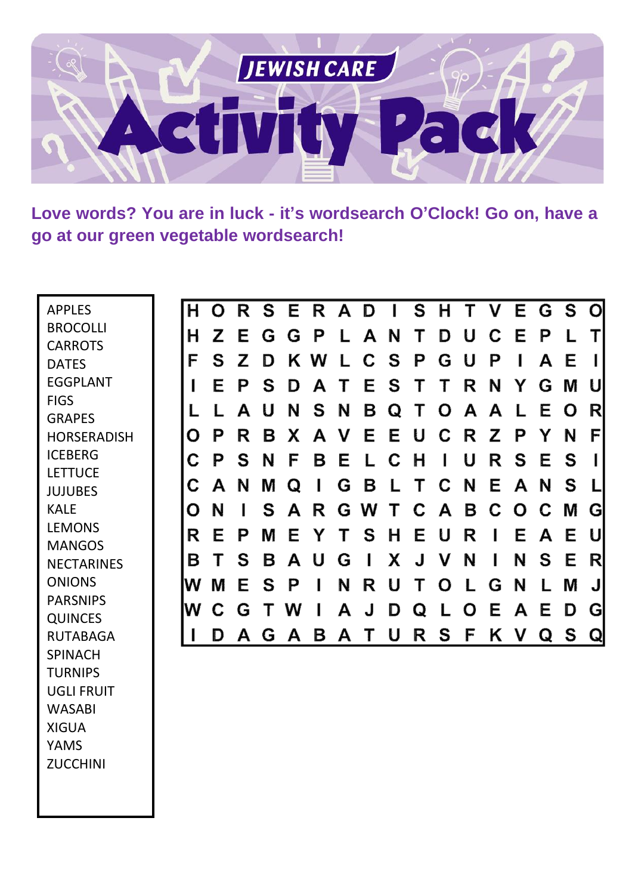# JEWISH CARE Activity Pack

**Love words? You are in luck - it's wordsearch O'Clock! Go on, have a go at our green vegetable wordsearch!**

- APPLES
- BROCOLLI
- CARROTS
- DATES
- EGGPLANT
- FIGS
- GRAPES
- HORSERADISH
- ICEBERG
- LETTUCE
- JUJUBES
- KALE
- LEMONS
- MANGOS
- NECTARINES
- ONIONS
- PARSNIPS
- QUINCES
- RUTABAGA
- SPINACH
- TURNIPS
- UGLI FRUIT
- WASABI
- XIGUA
- YAMS
- ZUCCHINI

| | | | | | | | | | | | | | | | | |
|---|---|---|---|---|---|---|---|---|---|---|---|---|---|---|---|---|
| H | O | R | S | E | R | A | D | I | S | H | T | V | E | G | S | O |
| H | Z | E | G | G | P | L | A | N | T | D | U | C | E | P | L | T |
| F | S | Z | D | K | W | L | C | S | P | G | U | P | I | A | E | I |
| I | E | P | S | D | A | T | E | S | T | T | R | N | Y | G | M | U |
| L | L | A | U | N | S | N | B | Q | T | O | A | A | L | E | O | R |
| O | P | R | B | X | A | V | E | E | U | C | R | Z | P | Y | N | F |
| C | P | S | N | F | B | E | L | C | H | I | U | R | S | E | S | I |
| C | A | N | M | Q | I | G | B | L | T | C | N | E | A | N | S | L |
| O | N | I | S | A | R | G | W | T | C | A | B | C | O | C | M | G |
| R | E | P | M | E | Y | T | S | H | E | U | R | I | E | A | E | U |
| B | T | S | B | A | U | G | I | X | J | V | N | I | N | S | E | R |
| W | M | E | S | P | I | N | R | U | T | O | L | G | N | L | M | J |
| W | C | G | T | W | I | A | J | D | Q | L | O | E | A | E | D | G |
| I | D | A | G | A | B | A | T | U | R | S | F | K | V | Q | S | Q |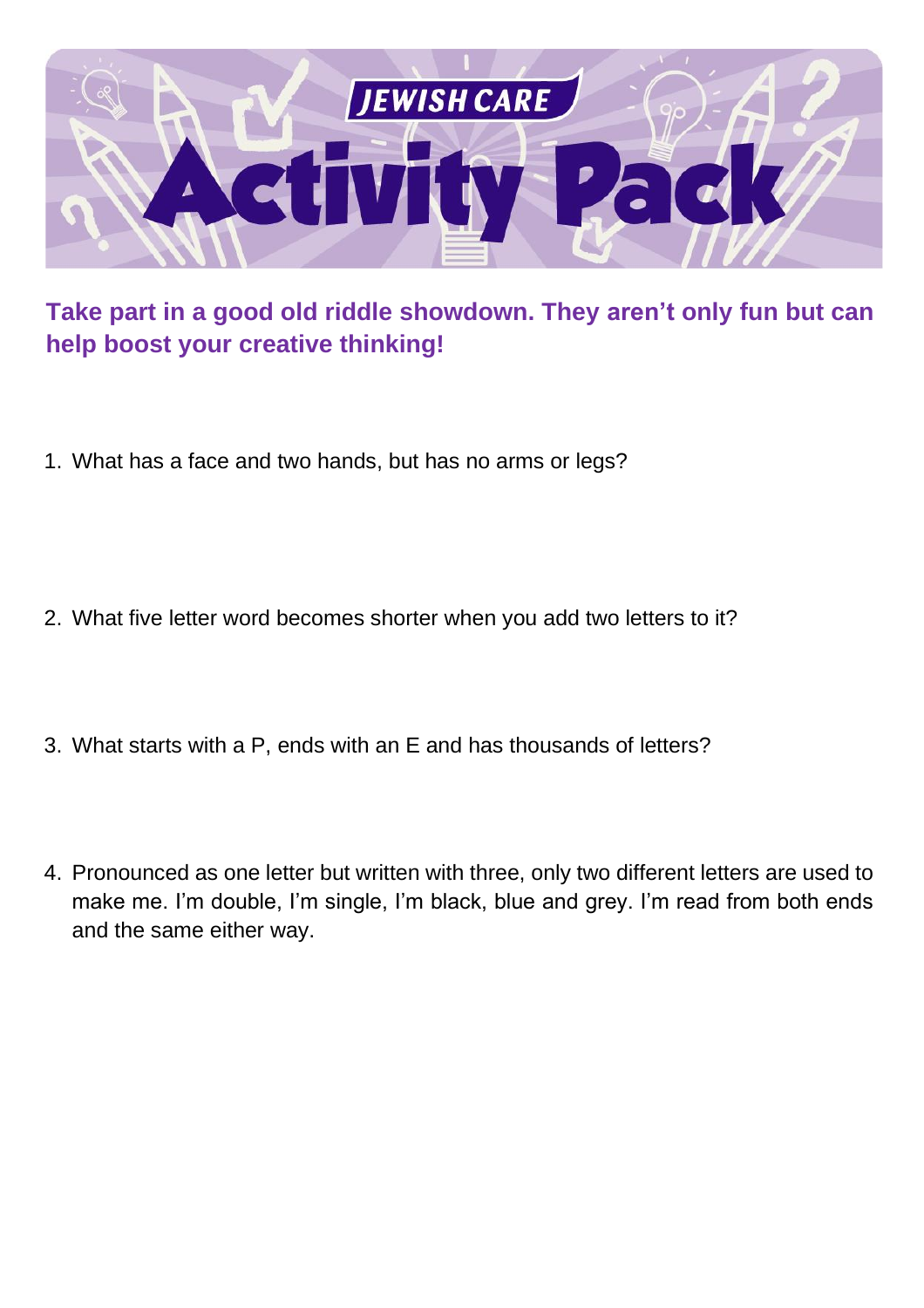# JEWISH CARE Activity Pack

**Take part in a good old riddle showdown. They aren't only fun but can help boost your creative thinking!**

1. What has a face and two hands, but has no arms or legs?

2. What five letter word becomes shorter when you add two letters to it?

3. What starts with a P, ends with an E and has thousands of letters?

4. Pronounced as one letter but written with three, only two different letters are used to make me. I'm double, I'm single, I'm black, blue and grey. I'm read from both ends and the same either way.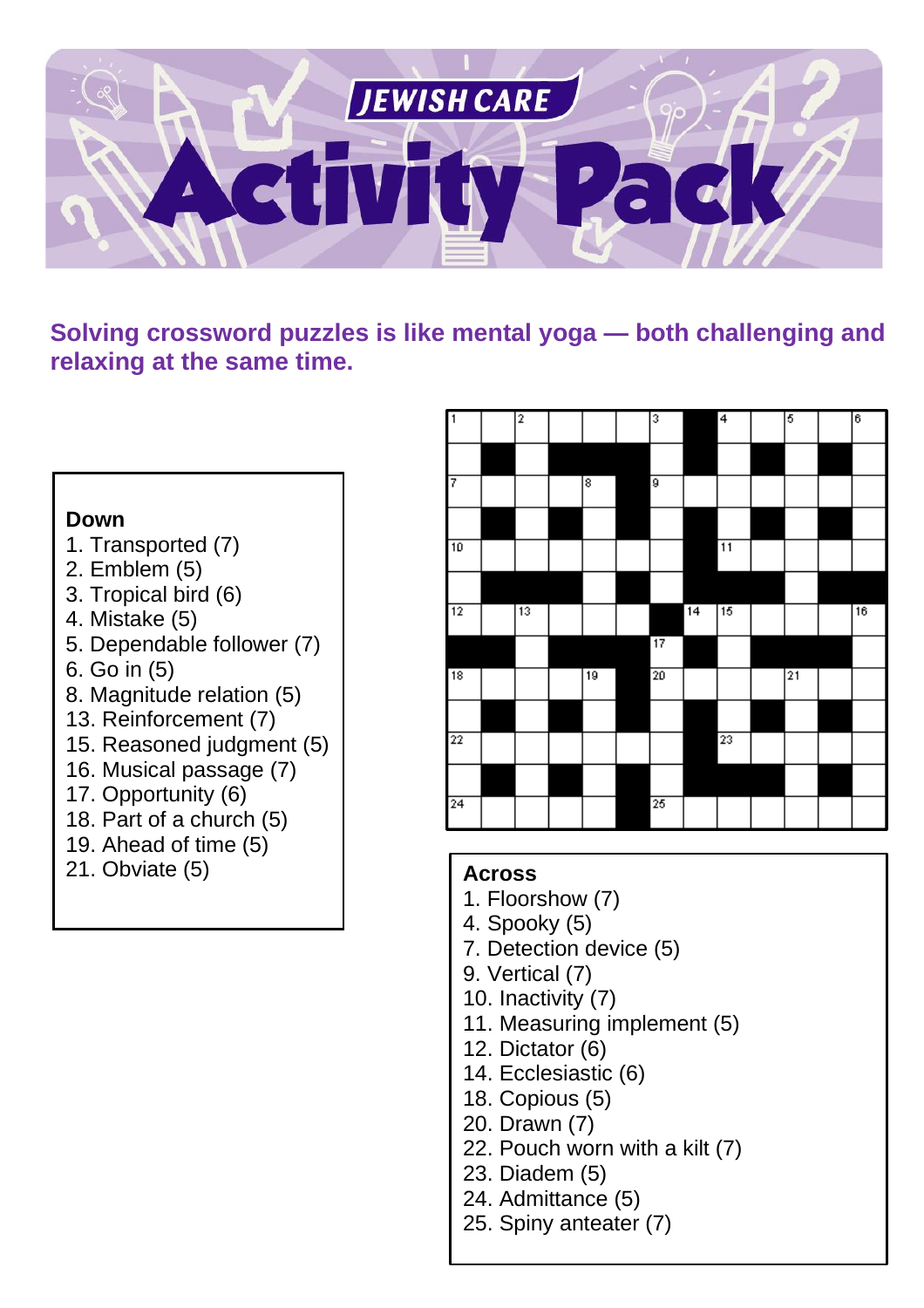# JEWISH CARE Activity Pack

**Solving crossword puzzles is like mental yoga — both challenging and relaxing at the same time.**

### Down

1. Transported (7)
2. Emblem (5)
3. Tropical bird (6)
4. Mistake (5)
5. Dependable follower (7)
6. Go in (5)
8. Magnitude relation (5)
13. Reinforcement (7)
15. Reasoned judgment (5)
16. Musical passage (7)
17. Opportunity (6)
18. Part of a church (5)
19. Ahead of time (5)
21. Obviate (5)

### Across

1. Floorshow (7)
4. Spooky (5)
7. Detection device (5)
9. Vertical (7)
10. Inactivity (7)
11. Measuring implement (5)
12. Dictator (6)
14. Ecclesiastic (6)
18. Copious (5)
20. Drawn (7)
22. Pouch worn with a kilt (7)
23. Diadem (5)
24. Admittance (5)
25. Spiny anteater (7)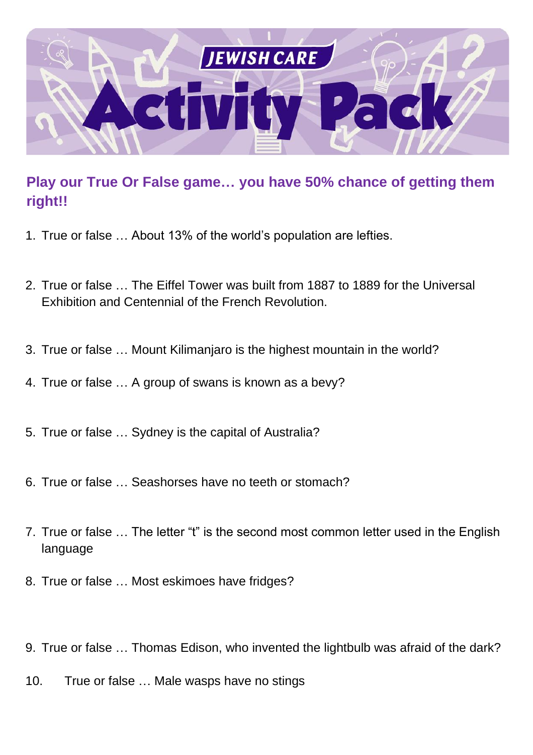# JEWISH CARE Activity Pack

## Play our True Or False game… you have 50% chance of getting them right!!

1. True or false … About 13% of the world's population are lefties.

2. True or false … The Eiffel Tower was built from 1887 to 1889 for the Universal Exhibition and Centennial of the French Revolution.

3. True or false … Mount Kilimanjaro is the highest mountain in the world?

4. True or false … A group of swans is known as a bevy?

5. True or false … Sydney is the capital of Australia?

6. True or false … Seashorses have no teeth or stomach?

7. True or false … The letter "t" is the second most common letter used in the English language

8. True or false … Most eskimoes have fridges?

9. True or false … Thomas Edison, who invented the lightbulb was afraid of the dark?

10. True or false … Male wasps have no stings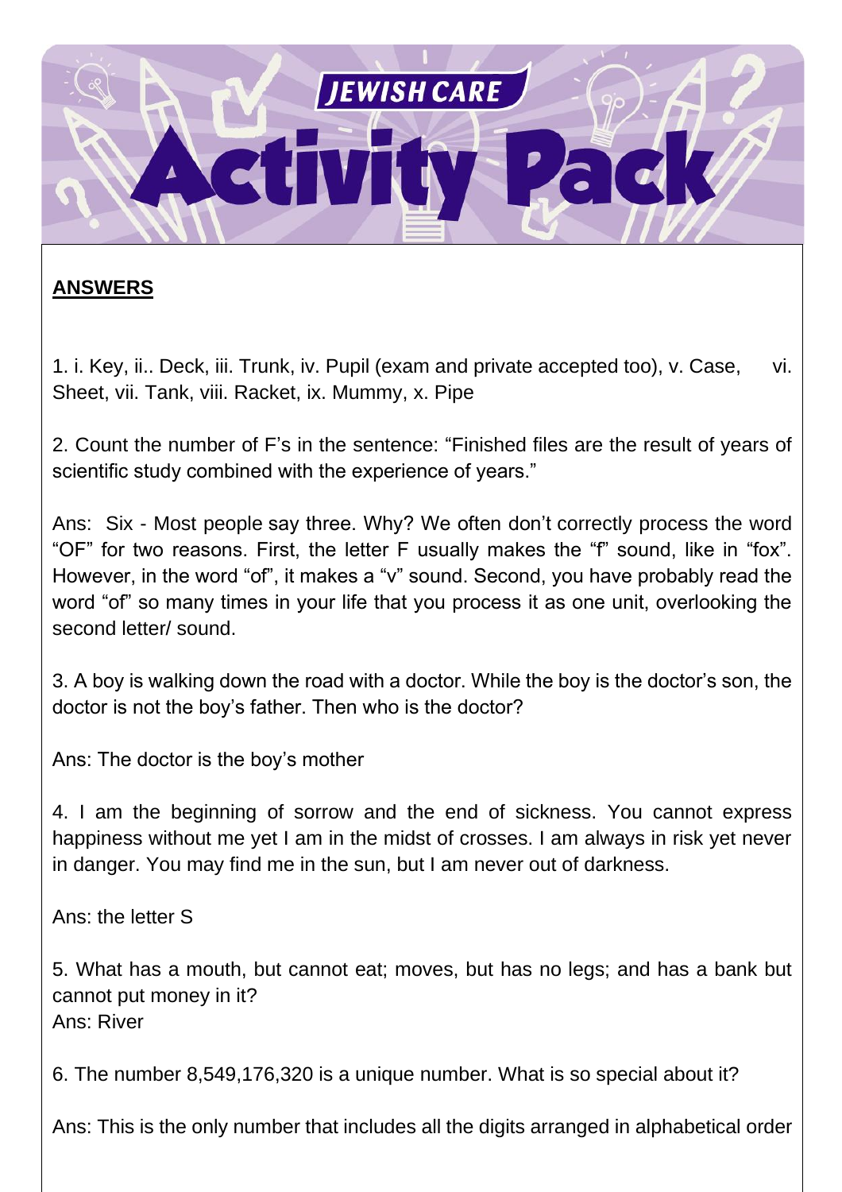# JEWISH CARE Activity Pack

**ANSWERS**

1. i. Key, ii.. Deck, iii. Trunk, iv. Pupil (exam and private accepted too), v. Case, vi. Sheet, vii. Tank, viii. Racket, ix. Mummy, x. Pipe

2. Count the number of F's in the sentence: "Finished files are the result of years of scientific study combined with the experience of years."

Ans: Six - Most people say three. Why? We often don't correctly process the word "OF" for two reasons. First, the letter F usually makes the "f" sound, like in "fox". However, in the word "of", it makes a "v" sound. Second, you have probably read the word "of" so many times in your life that you process it as one unit, overlooking the second letter/ sound.

3. A boy is walking down the road with a doctor. While the boy is the doctor's son, the doctor is not the boy's father. Then who is the doctor?

Ans: The doctor is the boy's mother

4. I am the beginning of sorrow and the end of sickness. You cannot express happiness without me yet I am in the midst of crosses. I am always in risk yet never in danger. You may find me in the sun, but I am never out of darkness.

Ans: the letter S

5. What has a mouth, but cannot eat; moves, but has no legs; and has a bank but cannot put money in it?
Ans: River

6. The number 8,549,176,320 is a unique number. What is so special about it?

Ans: This is the only number that includes all the digits arranged in alphabetical order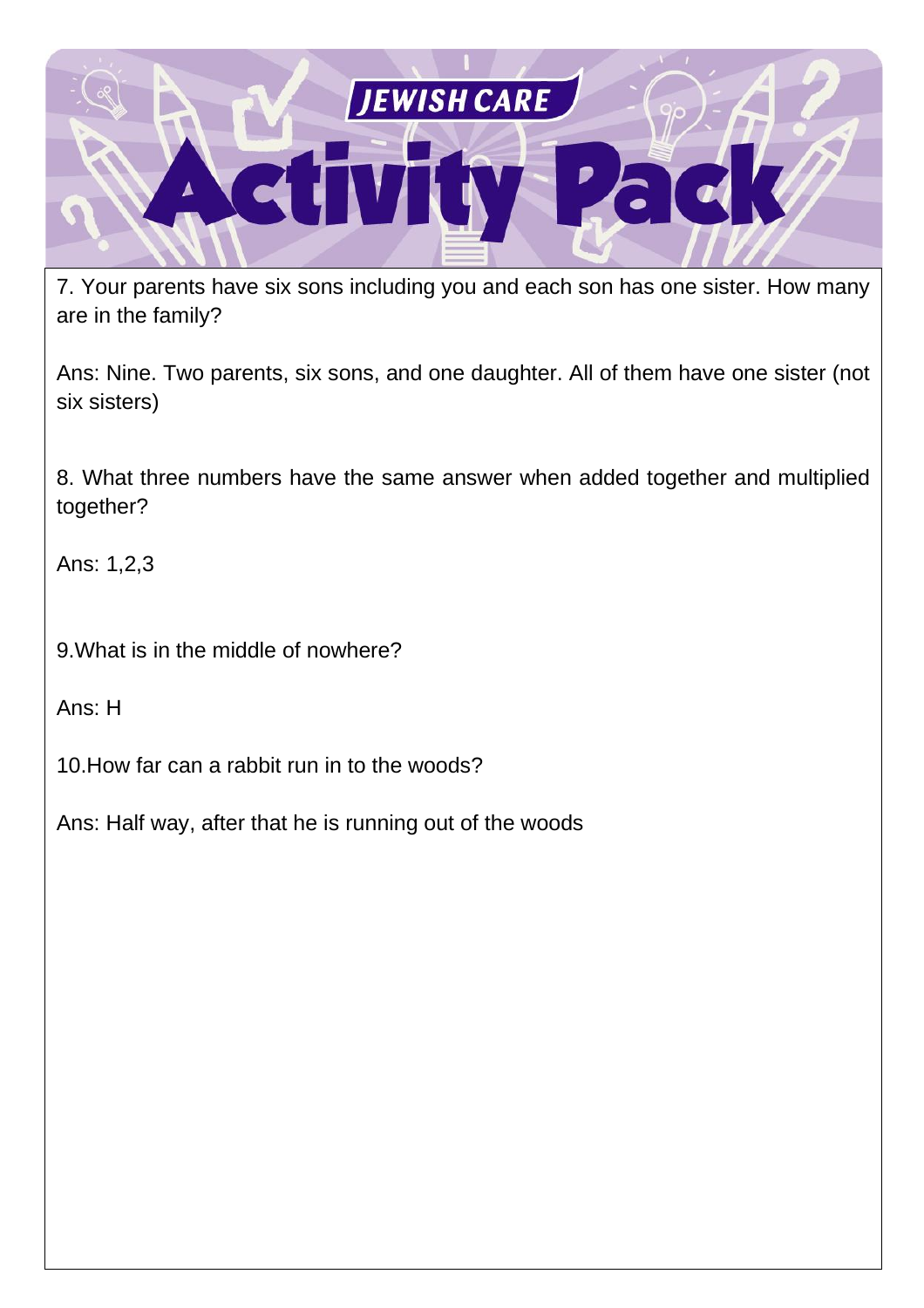7. Your parents have six sons including you and each son has one sister. How many are in the family?

Ans: Nine. Two parents, six sons, and one daughter. All of them have one sister (not six sisters)

8. What three numbers have the same answer when added together and multiplied together?

Ans: 1,2,3

9.What is in the middle of nowhere?

Ans: H

10.How far can a rabbit run in to the woods?

Ans: Half way, after that he is running out of the woods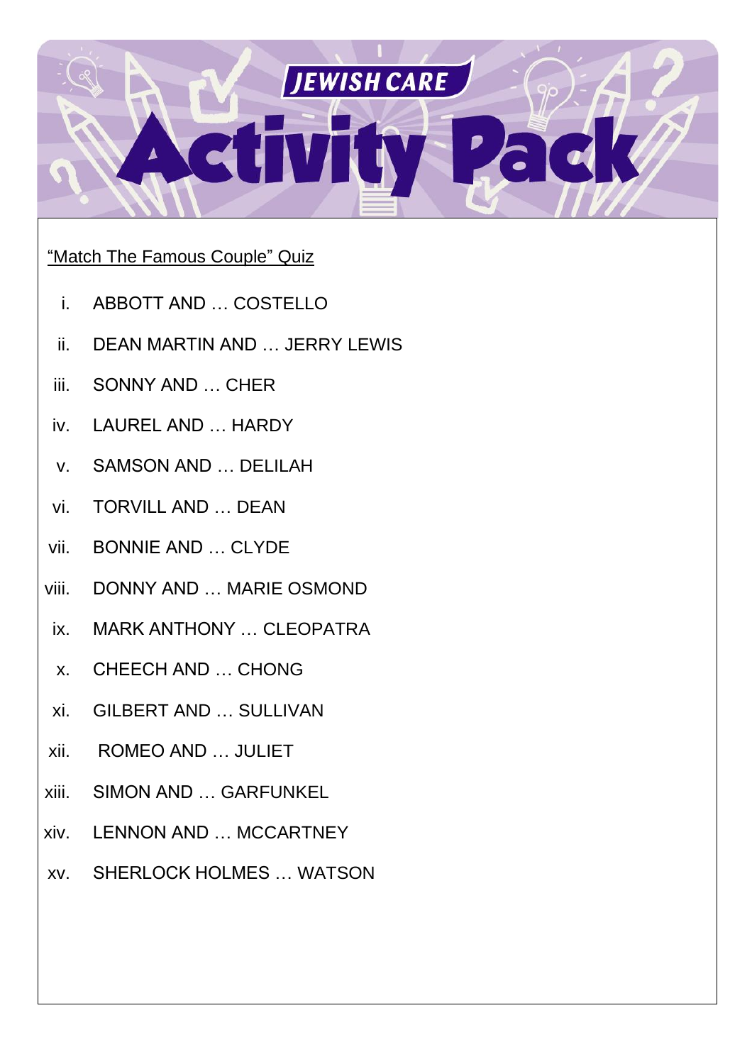# JEWISH CARE Activity Pack

"Match The Famous Couple" Quiz

i. ABBOTT AND … COSTELLO
ii. DEAN MARTIN AND … JERRY LEWIS
iii. SONNY AND … CHER
iv. LAUREL AND … HARDY
v. SAMSON AND … DELILAH
vi. TORVILL AND … DEAN
vii. BONNIE AND … CLYDE
viii. DONNY AND … MARIE OSMOND
ix. MARK ANTHONY … CLEOPATRA
x. CHEECH AND … CHONG
xi. GILBERT AND … SULLIVAN
xii. ROMEO AND … JULIET
xiii. SIMON AND … GARFUNKEL
xiv. LENNON AND … MCCARTNEY
xv. SHERLOCK HOLMES … WATSON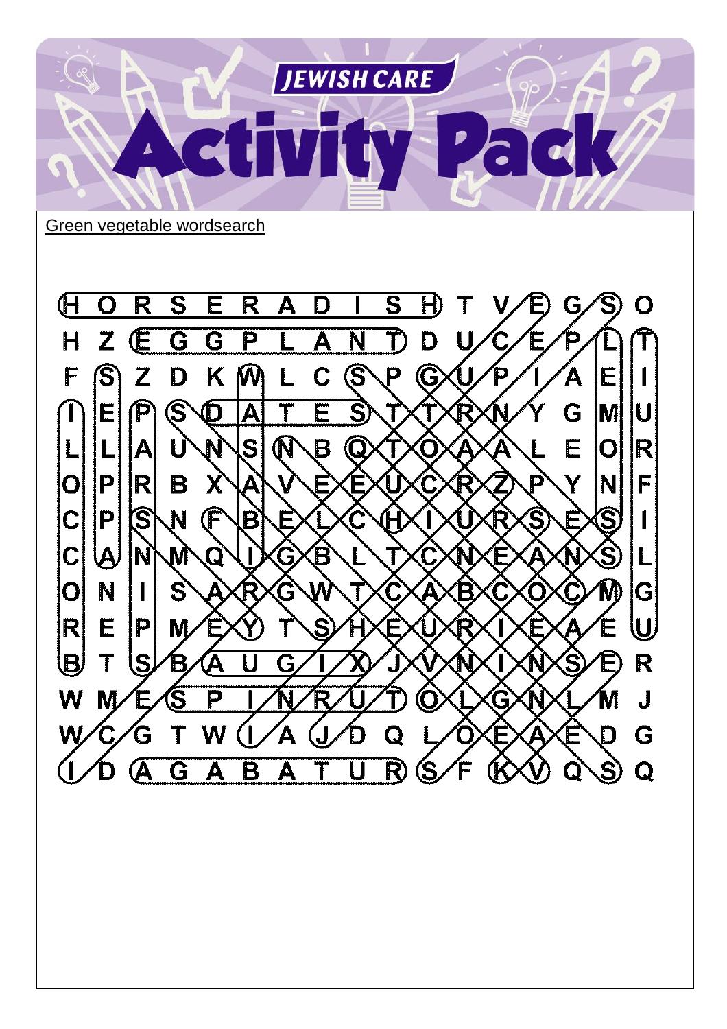Green vegetable wordsearch

| | | | | | | | | | | | | | | | | |
|---|---|---|---|---|---|---|---|---|---|---|---|---|---|---|---|---|
| H | O | R | S | E | R | A | D | I | S | H | T | V | E | G | S | O |
| H | Z | E | G | G | P | L | A | N | T | D | U | C | E | P | L | T |
| F | S | Z | D | K | W | L | C | S | P | G | U | P | I | A | E | I |
| I | E | P | S | D | A | T | E | S | T | T | R | N | Y | G | M | U |
| L | L | A | U | N | S | N | B | Q | T | O | A | A | L | E | O | R |
| O | P | R | B | X | A | V | E | E | U | C | R | Z | P | Y | N | F |
| C | P | S | N | F | B | E | L | C | H | I | U | R | S | E | S | I |
| C | A | N | M | Q | I | G | B | L | T | C | N | E | A | N | S | L |
| O | N | I | S | A | R | G | W | T | C | A | B | C | O | C | M | G |
| R | E | P | M | E | Y | T | S | H | E | U | R | I | E | A | E | U |
| B | T | S | B | A | U | G | I | X | J | V | N | I | N | S | E | R |
| W | M | E | S | P | I | N | R | U | T | O | L | G | N | L | M | J |
| W | C | G | T | W | I | A | J | D | Q | L | O | E | A | E | D | G |
| I | D | A | G | A | B | A | T | U | R | S | F | K | V | Q | S | Q |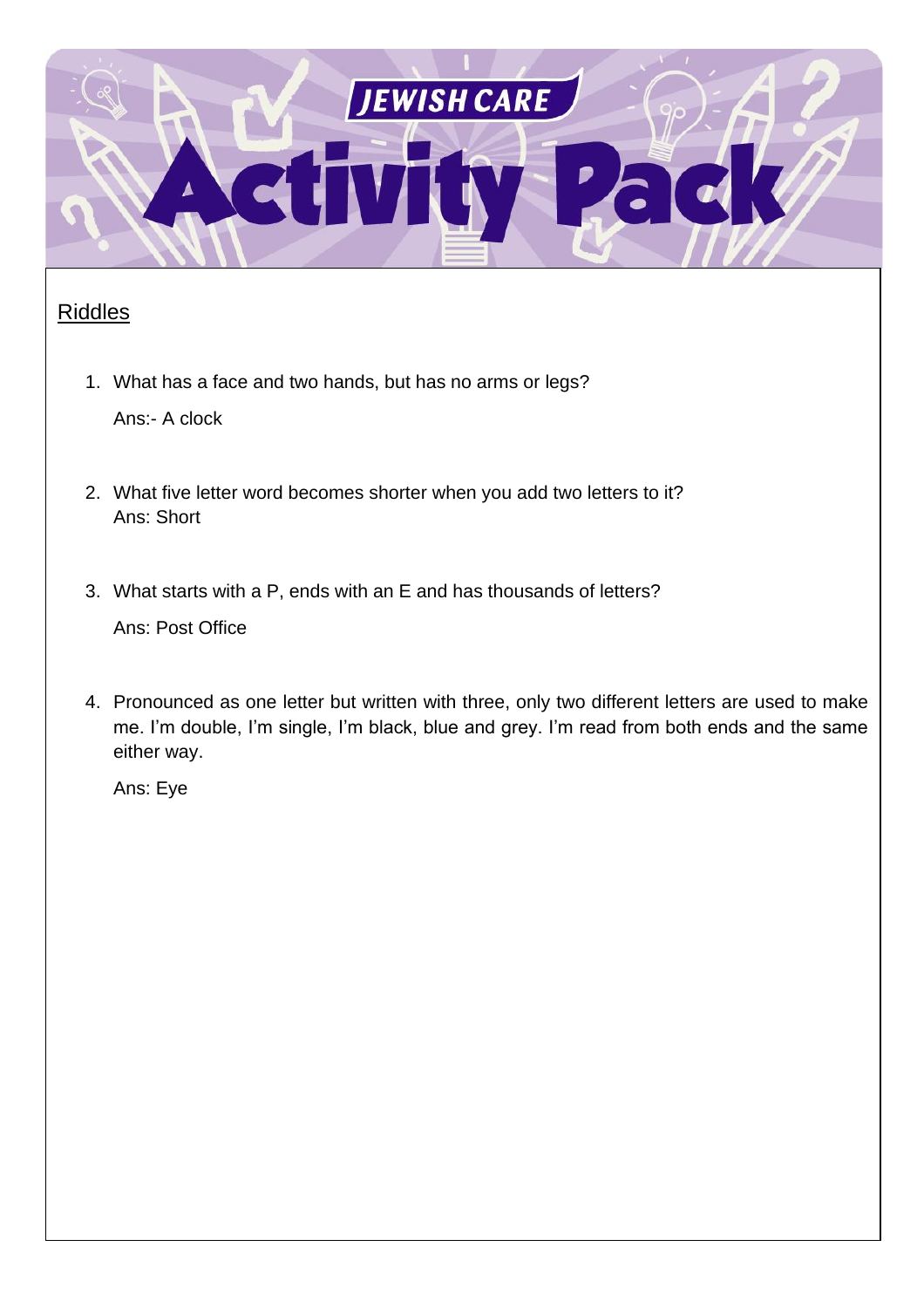## Riddles

1. What has a face and two hands, but has no arms or legs?

   Ans:- A clock

2. What five letter word becomes shorter when you add two letters to it?
   Ans: Short

3. What starts with a P, ends with an E and has thousands of letters?

   Ans: Post Office

4. Pronounced as one letter but written with three, only two different letters are used to make me. I'm double, I'm single, I'm black, blue and grey. I'm read from both ends and the same either way.

   Ans: Eye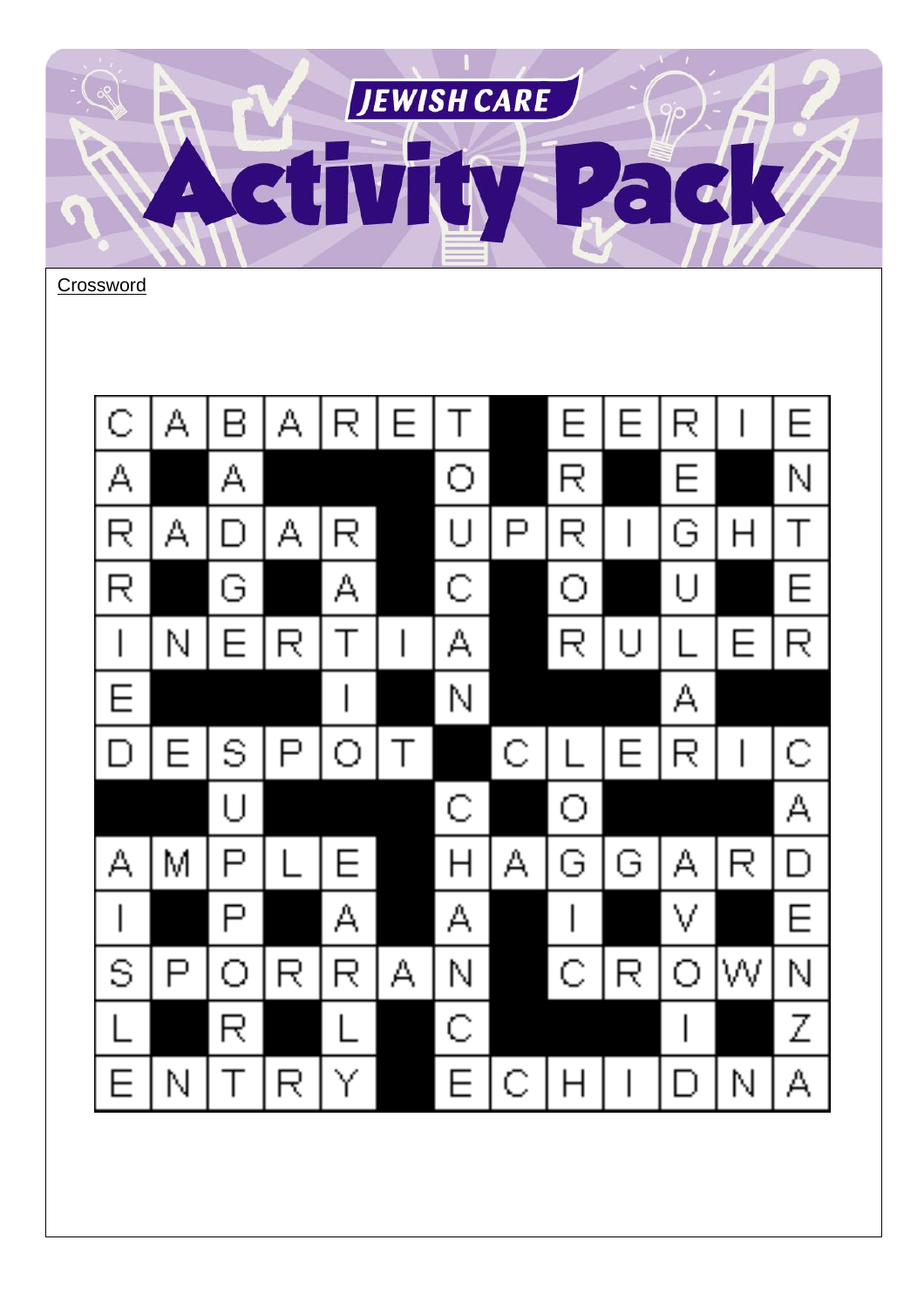Crossword

| C | A | B | A | R | E | T |  | E | E | R | I | E |
|---|---|---|---|---|---|---|---|---|---|---|---|---|
| A |  | A |  |  |  | O |  | R |  | E |  | N |
| R | A | D | A | R |  | U | P | R | I | G | H | T |
| R |  | G |  | A |  | C |  | O |  | U |  | E |
| I | N | E | R | T | I | A |  | R | U | L | E | R |
| E |  |  |  | I |  | N |  |  |  | A |  |  |
| D | E | S | P | O | T |  | C | L | E | R | I | C |
|  |  | U |  |  |  | C |  | O |  |  |  | A |
| A | M | P | L | E |  | H | A | G | G | A | R | D |
| I |  | P |  | A |  | A |  | I |  | V |  | E |
| S | P | O | R | R | A | N |  | C | R | O | W | N |
| L |  | R |  | L |  | C |  |  |  | I |  | Z |
| E | N | T | R | Y |  | E | C | H | I | D | N | A |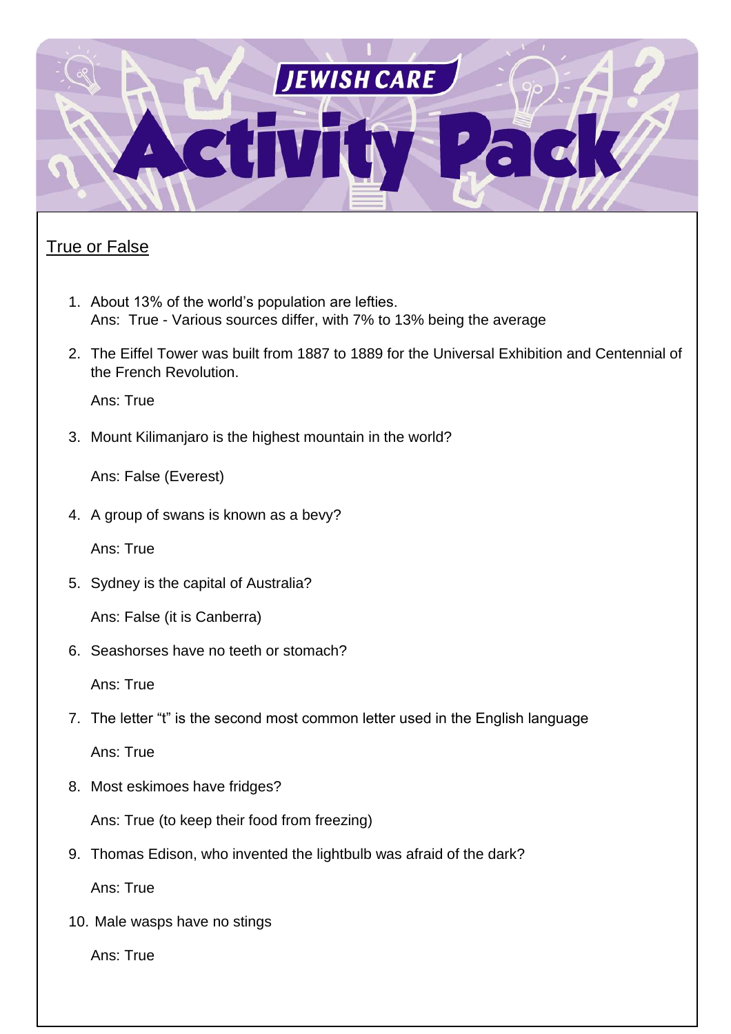# JEWISH CARE Activity Pack

## True or False

1. About 13% of the world's population are lefties.
   Ans: True - Various sources differ, with 7% to 13% being the average

2. The Eiffel Tower was built from 1887 to 1889 for the Universal Exhibition and Centennial of the French Revolution.

   Ans: True

3. Mount Kilimanjaro is the highest mountain in the world?

   Ans: False (Everest)

4. A group of swans is known as a bevy?

   Ans: True

5. Sydney is the capital of Australia?

   Ans: False (it is Canberra)

6. Seashorses have no teeth or stomach?

   Ans: True

7. The letter "t" is the second most common letter used in the English language

   Ans: True

8. Most eskimoes have fridges?

   Ans: True (to keep their food from freezing)

9. Thomas Edison, who invented the lightbulb was afraid of the dark?

   Ans: True

10. Male wasps have no stings

    Ans: True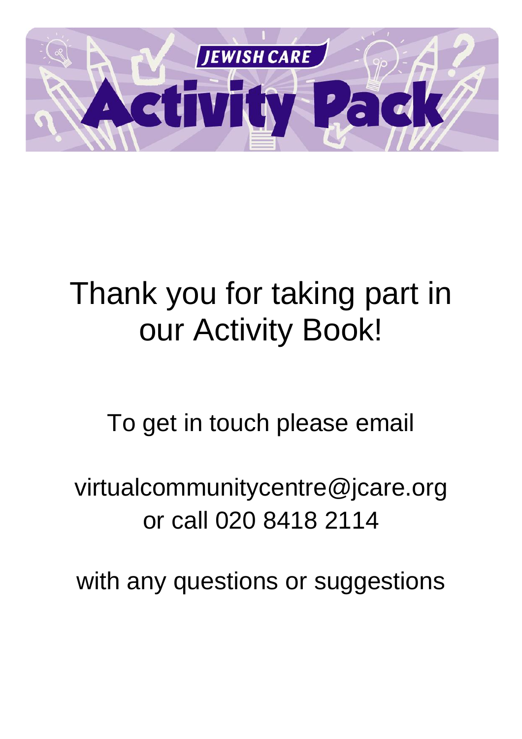JEWISH CARE

# Activity Pack

## Thank you for taking part in our Activity Book!

To get in touch please email

virtualcommunitycentre@jcare.org
or call 020 8418 2114

with any questions or suggestions